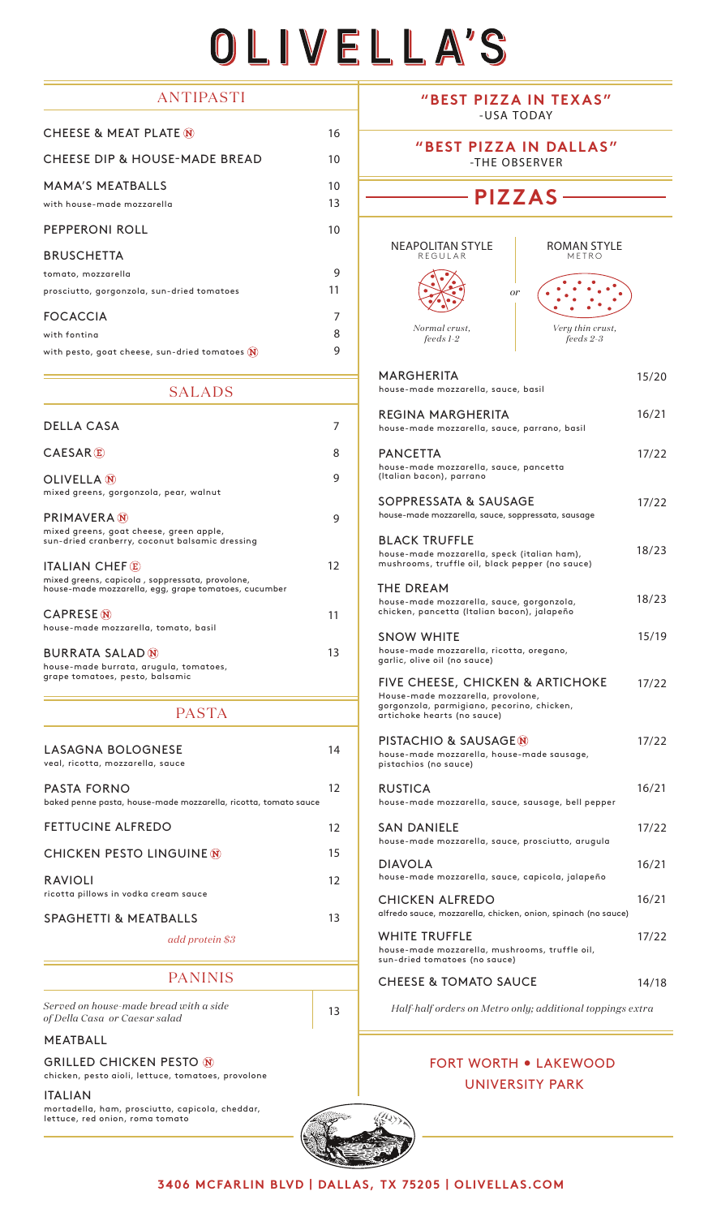# OLIVELLA'S

## ANTIPASTI

| Item | Price |
|---|---|
| CHEESE & MEAT PLATE (N) | 16 |
| CHEESE DIP & HOUSE-MADE BREAD | 10 |
| MAMA'S MEATBALLS | 10 |
| with house-made mozzarella | 13 |
| PEPPERONI ROLL | 10 |
| BRUSCHETTA | |
| tomato, mozzarella | 9 |
| prosciutto, gorgonzola, sun-dried tomatoes | 11 |
| FOCACCIA | 7 |
| with fontina | 8 |
| with pesto, goat cheese, sun-dried tomatoes (N) | 9 |

## SALADS

| Item | Price |
|---|---|
| DELLA CASA | 7 |
| CAESAR (E) | 8 |
| OLIVELLA (N) — mixed greens, gorgonzola, pear, walnut | 9 |
| PRIMAVERA (N) — mixed greens, goat cheese, green apple, sun-dried cranberry, coconut balsamic dressing | 9 |
| ITALIAN CHEF (E) — mixed greens, capicola , soppressata, provolone, house-made mozzarella, egg, grape tomatoes, cucumber | 12 |
| CAPRESE (N) — house-made mozzarella, tomato, basil | 11 |
| BURRATA SALAD (N) — house-made burrata, arugula, tomatoes, grape tomatoes, pesto, balsamic | 13 |

## PASTA

| Item | Price |
|---|---|
| LASAGNA BOLOGNESE — veal, ricotta, mozzarella, sauce | 14 |
| PASTA FORNO — baked penne pasta, house-made mozzarella, ricotta, tomato sauce | 12 |
| FETTUCINE ALFREDO | 12 |
| CHICKEN PESTO LINGUINE (N) | 15 |
| RAVIOLI — ricotta pillows in vodka cream sauce | 12 |
| SPAGHETTI & MEATBALLS | 13 |

*add protein $3*

## PANINIS

*Served on house-made bread with a side of Della Casa or Caesar salad* — 13

MEATBALL

GRILLED CHICKEN PESTO (N)
chicken, pesto aioli, lettuce, tomatoes, provolone

ITALIAN
mortadella, ham, prosciutto, capicola, cheddar, lettuce, red onion, roma tomato

**"BEST PIZZA IN TEXAS"**
-USA TODAY

**"BEST PIZZA IN DALLAS"**
-THE OBSERVER

## PIZZAS

NEAPOLITAN STYLE — REGULAR — *Normal crust, feeds 1-2*

*or*

ROMAN STYLE — METRO — *Very thin crust, feeds 2-3*

| Pizza | Price |
|---|---|
| MARGHERITA — house-made mozzarella, sauce, basil | 15/20 |
| REGINA MARGHERITA — house-made mozzarella, sauce, parrano, basil | 16/21 |
| PANCETTA — house-made mozzarella, sauce, pancetta (Italian bacon), parrano | 17/22 |
| SOPPRESSATA & SAUSAGE — house-made mozzarella, sauce, soppressata, sausage | 17/22 |
| BLACK TRUFFLE — house-made mozzarella, speck (italian ham), mushrooms, truffle oil, black pepper (no sauce) | 18/23 |
| THE DREAM — house-made mozzarella, sauce, gorgonzola, chicken, pancetta (Italian bacon), jalapeño | 18/23 |
| SNOW WHITE — house-made mozzarella, ricotta, oregano, garlic, olive oil (no sauce) | 15/19 |
| FIVE CHEESE, CHICKEN & ARTICHOKE — House-made mozzarella, provolone, gorgonzola, parmigiano, pecorino, chicken, artichoke hearts (no sauce) | 17/22 |
| PISTACHIO & SAUSAGE (N) — house-made mozzarella, house-made sausage, pistachios (no sauce) | 17/22 |
| RUSTICA — house-made mozzarella, sauce, sausage, bell pepper | 16/21 |
| SAN DANIELE — house-made mozzarella, sauce, prosciutto, arugula | 17/22 |
| DIAVOLA — house-made mozzarella, sauce, capicola, jalapeño | 16/21 |
| CHICKEN ALFREDO — alfredo sauce, mozzarella, chicken, onion, spinach (no sauce) | 16/21 |
| WHITE TRUFFLE — house-made mozzarella, mushrooms, truffle oil, sun-dried tomatoes (no sauce) | 17/22 |
| CHEESE & TOMATO SAUCE | 14/18 |

*Half-half orders on Metro only; additional toppings extra*

FORT WORTH • LAKEWOOD
UNIVERSITY PARK

**3406 MCFARLIN BLVD | DALLAS, TX 75205 | OLIVELLAS.COM**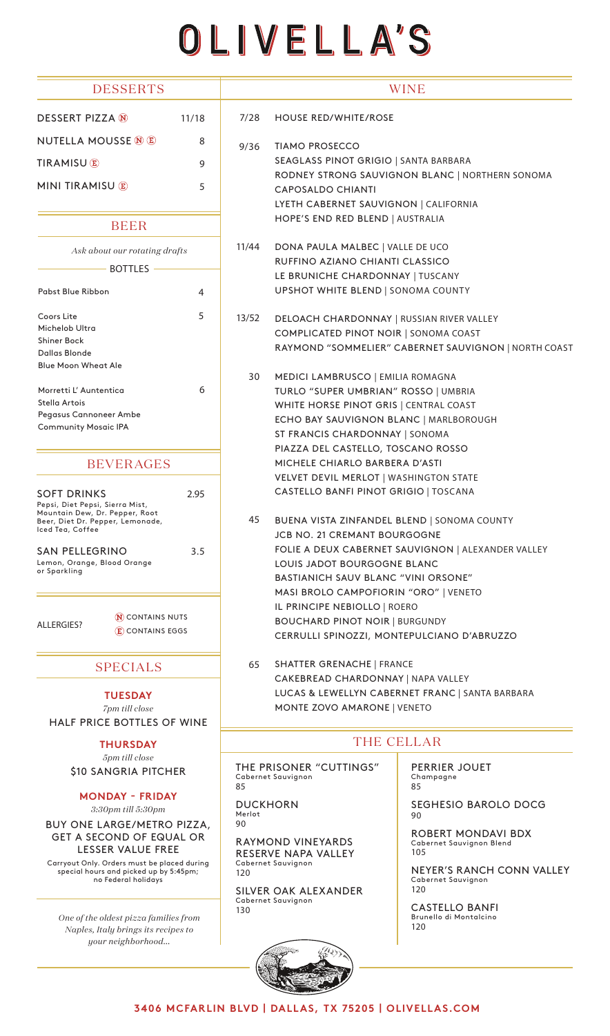# OLIVELLA'S

## DESSERTS

| | |
|---|---|
| DESSERT PIZZA (N) | 11/18 |
| NUTELLA MOUSSE (N) (E) | 8 |
| TIRAMISU (E) | 9 |
| MINI TIRAMISU (E) | 5 |

## BEER

*Ask about our rotating drafts*

BOTTLES

| | |
|---|---|
| Pabst Blue Ribbon | 4 |
| Coors Lite<br>Michelob Ultra<br>Shiner Bock<br>Dallas Blonde<br>Blue Moon Wheat Ale | 5 |
| Morretti L' Auntentica<br>Stella Artois<br>Pegasus Cannoneer Ambe<br>Community Mosaic IPA | 6 |

## BEVERAGES

| | |
|---|---|
| SOFT DRINKS<br>Pepsi, Diet Pepsi, Sierra Mist, Mountain Dew, Dr. Pepper, Root Beer, Diet Dr. Pepper, Lemonade, Iced Tea, Coffee | 2.95 |
| SAN PELLEGRINO<br>Lemon, Orange, Blood Orange or Sparkling | 3.5 |

ALLERGIES? (N) CONTAINS NUTS (E) CONTAINS EGGS

## SPECIALS

**TUESDAY**
*7pm till close*
HALF PRICE BOTTLES OF WINE

**THURSDAY**
*5pm till close*
$10 SANGRIA PITCHER

**MONDAY - FRIDAY**
*3:30pm till 5:30pm*
BUY ONE LARGE/METRO PIZZA, GET A SECOND OF EQUAL OR LESSER VALUE FREE

Carryout Only. Orders must be placed during special hours and picked up by 5:45pm; no Federal holidays

*One of the oldest pizza families from Naples, Italy brings its recipes to your neighborhood...*

## WINE

**7/28**
- HOUSE RED/WHITE/ROSE

**9/36**
- TIAMO PROSECCO
- SEAGLASS PINOT GRIGIO | SANTA BARBARA
- RODNEY STRONG SAUVIGNON BLANC | NORTHERN SONOMA
- CAPOSALDO CHIANTI
- LYETH CABERNET SAUVIGNON | CALIFORNIA
- HOPE'S END RED BLEND | AUSTRALIA

**11/44**
- DONA PAULA MALBEC | VALLE DE UCO
- RUFFINO AZIANO CHIANTI CLASSICO
- LE BRUNICHE CHARDONNAY | TUSCANY
- UPSHOT WHITE BLEND | SONOMA COUNTY

**13/52**
- DELOACH CHARDONNAY | RUSSIAN RIVER VALLEY
- COMPLICATED PINOT NOIR | SONOMA COAST
- RAYMOND "SOMMELIER" CABERNET SAUVIGNON | NORTH COAST

**30**
- MEDICI LAMBRUSCO | EMILIA ROMAGNA
- TURLO "SUPER UMBRIAN" ROSSO | UMBRIA
- WHITE HORSE PINOT GRIS | CENTRAL COAST
- ECHO BAY SAUVIGNON BLANC | MARLBOROUGH
- ST FRANCIS CHARDONNAY | SONOMA
- PIAZZA DEL CASTELLO, TOSCANO ROSSO
- MICHELE CHIARLO BARBERA D'ASTI
- VELVET DEVIL MERLOT | WASHINGTON STATE
- CASTELLO BANFI PINOT GRIGIO | TOSCANA

**45**
- BUENA VISTA ZINFANDEL BLEND | SONOMA COUNTY
- JCB NO. 21 CREMANT BOURGOGNE
- FOLIE A DEUX CABERNET SAUVIGNON | ALEXANDER VALLEY
- LOUIS JADOT BOURGOGNE BLANC
- BASTIANICH SAUV BLANC "VINI ORSONE"
- MASI BROLO CAMPOFIORIN "ORO" | VENETO
- IL PRINCIPE NEBIOLLO | ROERO
- BOUCHARD PINOT NOIR | BURGUNDY
- CERRULLI SPINOZZI, MONTEPULCIANO D'ABRUZZO

**65**
- SHATTER GRENACHE | FRANCE
- CAKEBREAD CHARDONNAY | NAPA VALLEY
- LUCAS & LEWELLYN CABERNET FRANC | SANTA BARBARA
- MONTE ZOVO AMARONE | VENETO

## THE CELLAR

THE PRISONER "CUTTINGS"
Cabernet Sauvignon
85

DUCKHORN
Merlot
90

RAYMOND VINEYARDS RESERVE NAPA VALLEY
Cabernet Sauvignon
120

SILVER OAK ALEXANDER
Cabernet Sauvignon
130

PERRIER JOUET
Champagne
85

SEGHESIO BAROLO DOCG
90

ROBERT MONDAVI BDX
Cabernet Sauvignon Blend
105

NEYER'S RANCH CONN VALLEY
Cabernet Sauvignon
120

CASTELLO BANFI
Brunello di Montalcino
120

**3406 MCFARLIN BLVD | DALLAS, TX 75205 | OLIVELLAS.COM**